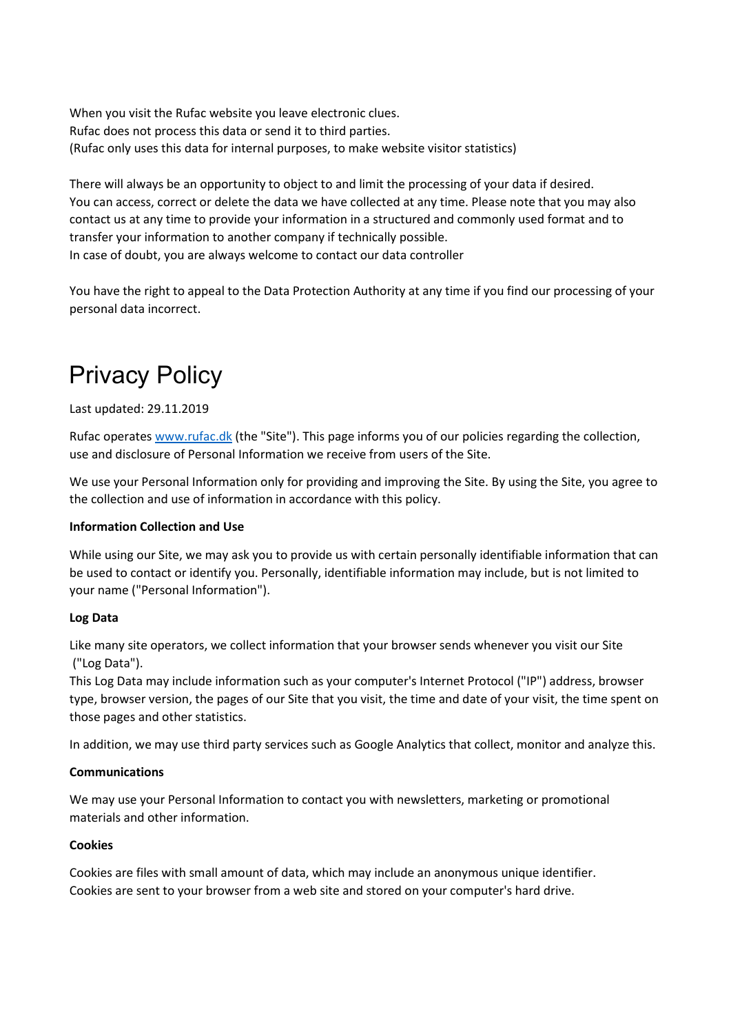When you visit the Rufac website you leave electronic clues.
Rufac does not process this data or send it to third parties.
(Rufac only uses this data for internal purposes, to make website visitor statistics)

There will always be an opportunity to object to and limit the processing of your data if desired.
You can access, correct or delete the data we have collected at any time. Please note that you may also contact us at any time to provide your information in a structured and commonly used format and to transfer your information to another company if technically possible.
In case of doubt, you are always welcome to contact our data controller

You have the right to appeal to the Data Protection Authority at any time if you find our processing of your personal data incorrect.

# Privacy Policy

Last updated: 29.11.2019

Rufac operates [www.rufac.dk](www.rufac.dk) (the "Site"). This page informs you of our policies regarding the collection, use and disclosure of Personal Information we receive from users of the Site.

We use your Personal Information only for providing and improving the Site. By using the Site, you agree to the collection and use of information in accordance with this policy.

**Information Collection and Use**

While using our Site, we may ask you to provide us with certain personally identifiable information that can be used to contact or identify you. Personally, identifiable information may include, but is not limited to your name ("Personal Information").

**Log Data**

Like many site operators, we collect information that your browser sends whenever you visit our Site ("Log Data").
This Log Data may include information such as your computer's Internet Protocol ("IP") address, browser type, browser version, the pages of our Site that you visit, the time and date of your visit, the time spent on those pages and other statistics.

In addition, we may use third party services such as Google Analytics that collect, monitor and analyze this.

**Communications**

We may use your Personal Information to contact you with newsletters, marketing or promotional materials and other information.

**Cookies**

Cookies are files with small amount of data, which may include an anonymous unique identifier.
Cookies are sent to your browser from a web site and stored on your computer's hard drive.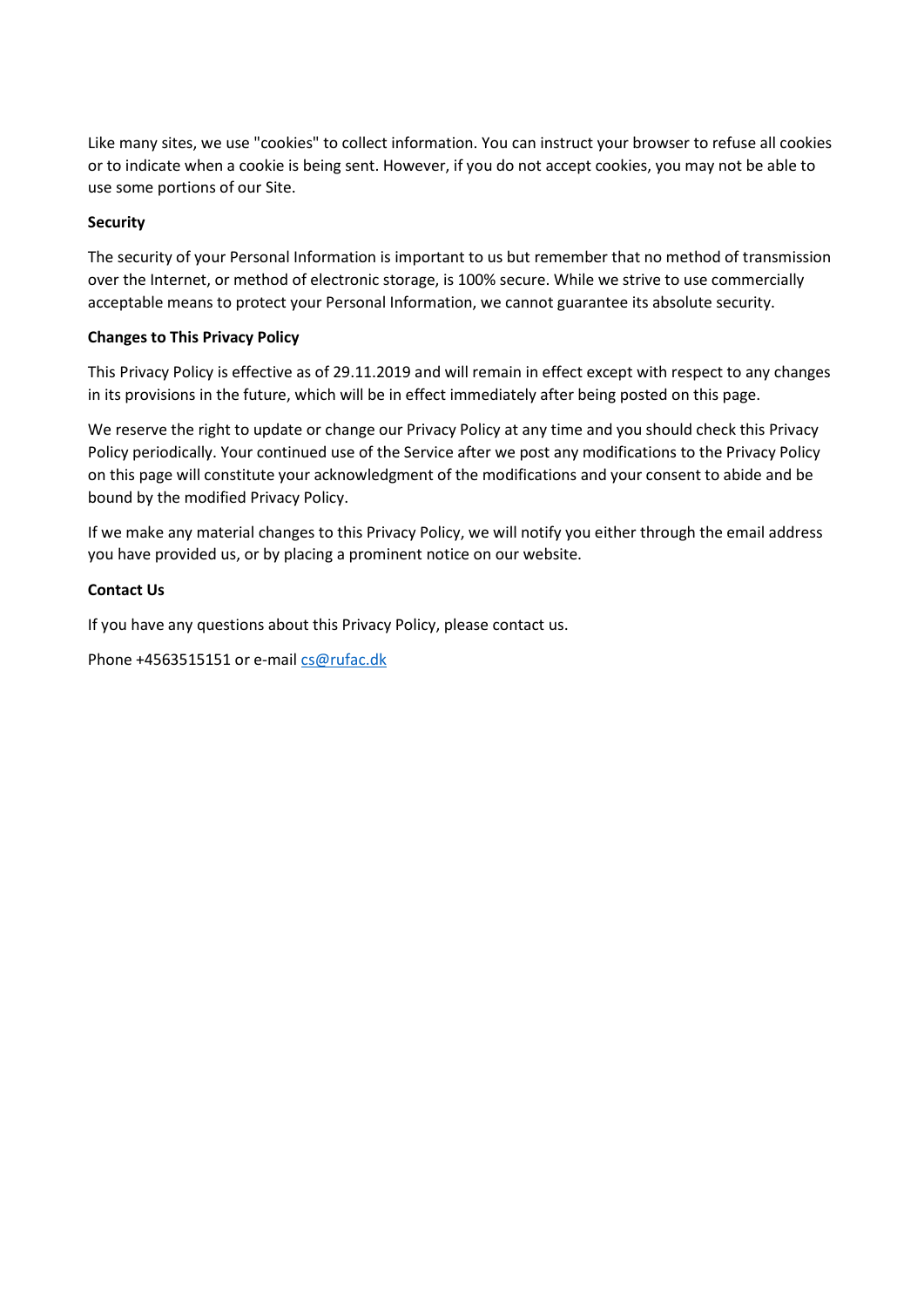Like many sites, we use "cookies" to collect information. You can instruct your browser to refuse all cookies or to indicate when a cookie is being sent. However, if you do not accept cookies, you may not be able to use some portions of our Site.

**Security**

The security of your Personal Information is important to us but remember that no method of transmission over the Internet, or method of electronic storage, is 100% secure. While we strive to use commercially acceptable means to protect your Personal Information, we cannot guarantee its absolute security.

**Changes to This Privacy Policy**

This Privacy Policy is effective as of 29.11.2019 and will remain in effect except with respect to any changes in its provisions in the future, which will be in effect immediately after being posted on this page.

We reserve the right to update or change our Privacy Policy at any time and you should check this Privacy Policy periodically. Your continued use of the Service after we post any modifications to the Privacy Policy on this page will constitute your acknowledgment of the modifications and your consent to abide and be bound by the modified Privacy Policy.

If we make any material changes to this Privacy Policy, we will notify you either through the email address you have provided us, or by placing a prominent notice on our website.

**Contact Us**

If you have any questions about this Privacy Policy, please contact us.

Phone +4563515151 or e-mail [cs@rufac.dk](mailto:cs@rufac.dk)